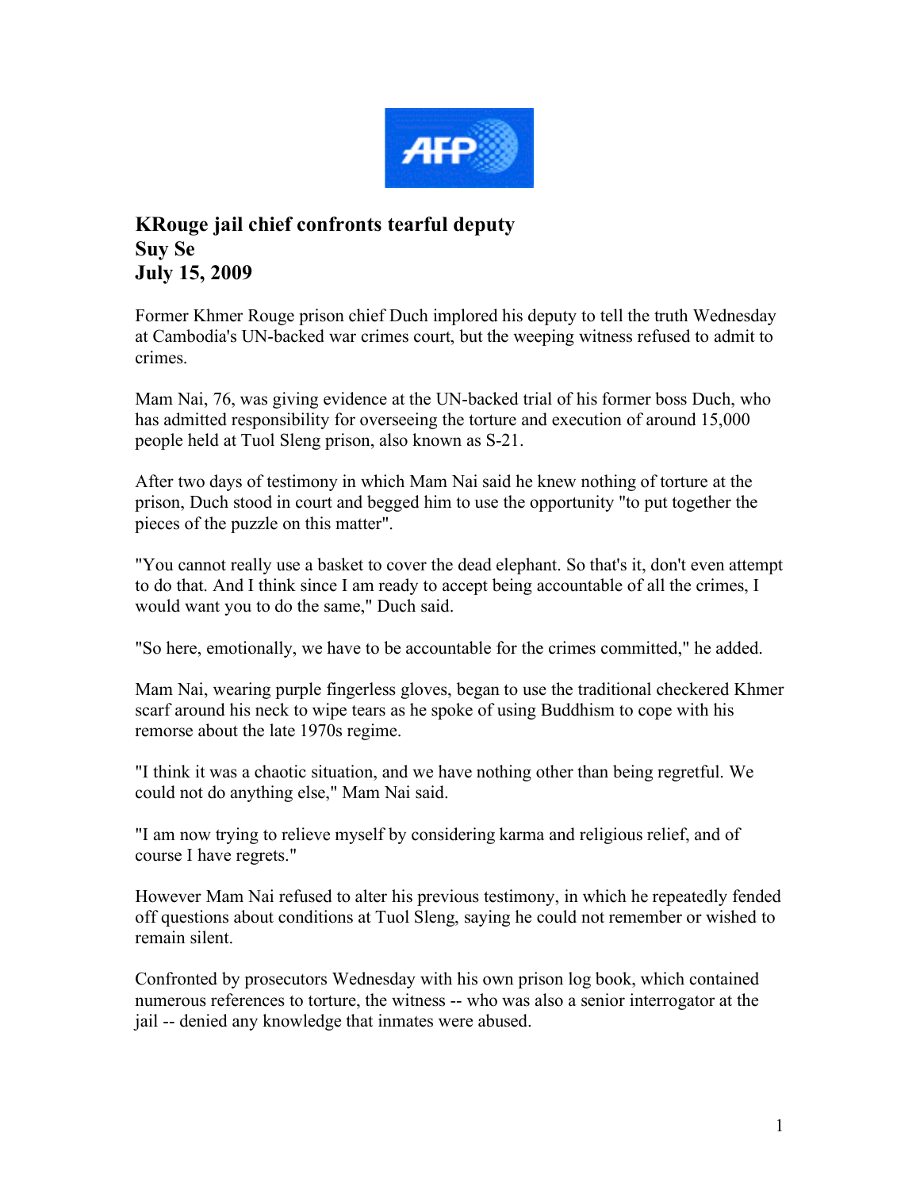AFP

**KRouge jail chief confronts tearful deputy**
**Suy Se**
**July 15, 2009**

Former Khmer Rouge prison chief Duch implored his deputy to tell the truth Wednesday at Cambodia's UN-backed war crimes court, but the weeping witness refused to admit to crimes.

Mam Nai, 76, was giving evidence at the UN-backed trial of his former boss Duch, who has admitted responsibility for overseeing the torture and execution of around 15,000 people held at Tuol Sleng prison, also known as S-21.

After two days of testimony in which Mam Nai said he knew nothing of torture at the prison, Duch stood in court and begged him to use the opportunity "to put together the pieces of the puzzle on this matter".

"You cannot really use a basket to cover the dead elephant. So that's it, don't even attempt to do that. And I think since I am ready to accept being accountable of all the crimes, I would want you to do the same," Duch said.

"So here, emotionally, we have to be accountable for the crimes committed," he added.

Mam Nai, wearing purple fingerless gloves, began to use the traditional checkered Khmer scarf around his neck to wipe tears as he spoke of using Buddhism to cope with his remorse about the late 1970s regime.

"I think it was a chaotic situation, and we have nothing other than being regretful. We could not do anything else," Mam Nai said.

"I am now trying to relieve myself by considering karma and religious relief, and of course I have regrets."

However Mam Nai refused to alter his previous testimony, in which he repeatedly fended off questions about conditions at Tuol Sleng, saying he could not remember or wished to remain silent.

Confronted by prosecutors Wednesday with his own prison log book, which contained numerous references to torture, the witness -- who was also a senior interrogator at the jail -- denied any knowledge that inmates were abused.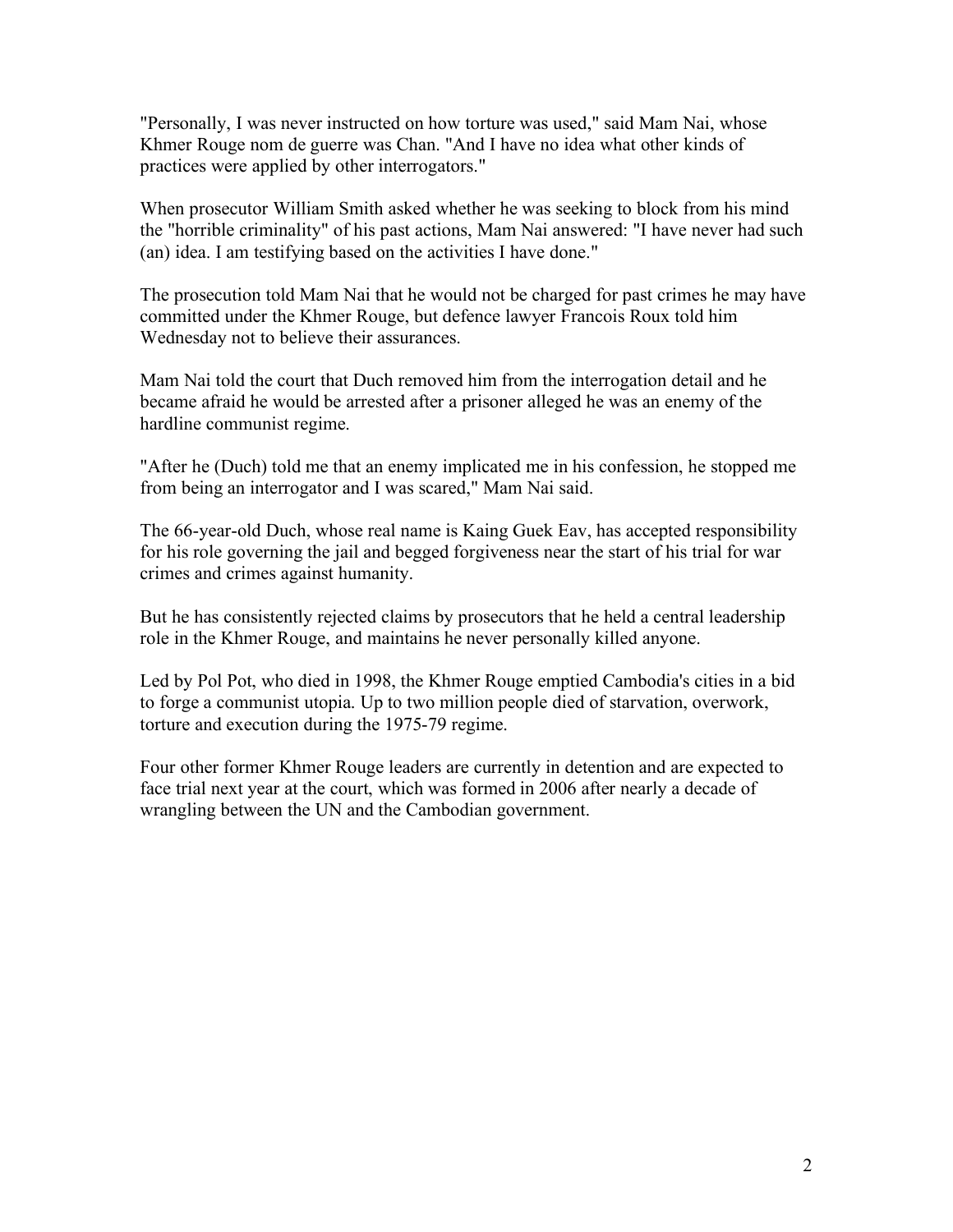"Personally, I was never instructed on how torture was used," said Mam Nai, whose Khmer Rouge nom de guerre was Chan. "And I have no idea what other kinds of practices were applied by other interrogators."

When prosecutor William Smith asked whether he was seeking to block from his mind the "horrible criminality" of his past actions, Mam Nai answered: "I have never had such (an) idea. I am testifying based on the activities I have done."

The prosecution told Mam Nai that he would not be charged for past crimes he may have committed under the Khmer Rouge, but defence lawyer Francois Roux told him Wednesday not to believe their assurances.

Mam Nai told the court that Duch removed him from the interrogation detail and he became afraid he would be arrested after a prisoner alleged he was an enemy of the hardline communist regime.

"After he (Duch) told me that an enemy implicated me in his confession, he stopped me from being an interrogator and I was scared," Mam Nai said.

The 66-year-old Duch, whose real name is Kaing Guek Eav, has accepted responsibility for his role governing the jail and begged forgiveness near the start of his trial for war crimes and crimes against humanity.

But he has consistently rejected claims by prosecutors that he held a central leadership role in the Khmer Rouge, and maintains he never personally killed anyone.

Led by Pol Pot, who died in 1998, the Khmer Rouge emptied Cambodia's cities in a bid to forge a communist utopia. Up to two million people died of starvation, overwork, torture and execution during the 1975-79 regime.

Four other former Khmer Rouge leaders are currently in detention and are expected to face trial next year at the court, which was formed in 2006 after nearly a decade of wrangling between the UN and the Cambodian government.